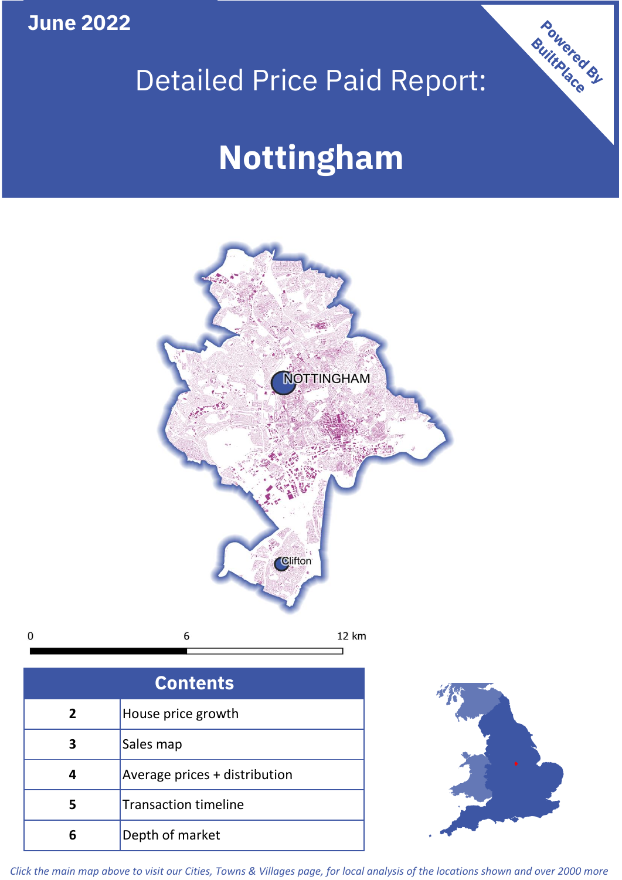**June 2022**

Powered By BuiltPlace

# Detailed Price Paid Report:

# Nottingham

NOTTINGHAM

Clifton

0

6

12 km

| Contents | |
|---|---|
| 2 | House price growth |
| 3 | Sales map |
| 4 | Average prices + distribution |
| 5 | Transaction timeline |
| 6 | Depth of market |

*Click the main map above to visit our Cities, Towns & Villages page, for local analysis of the locations shown and over 2000 more*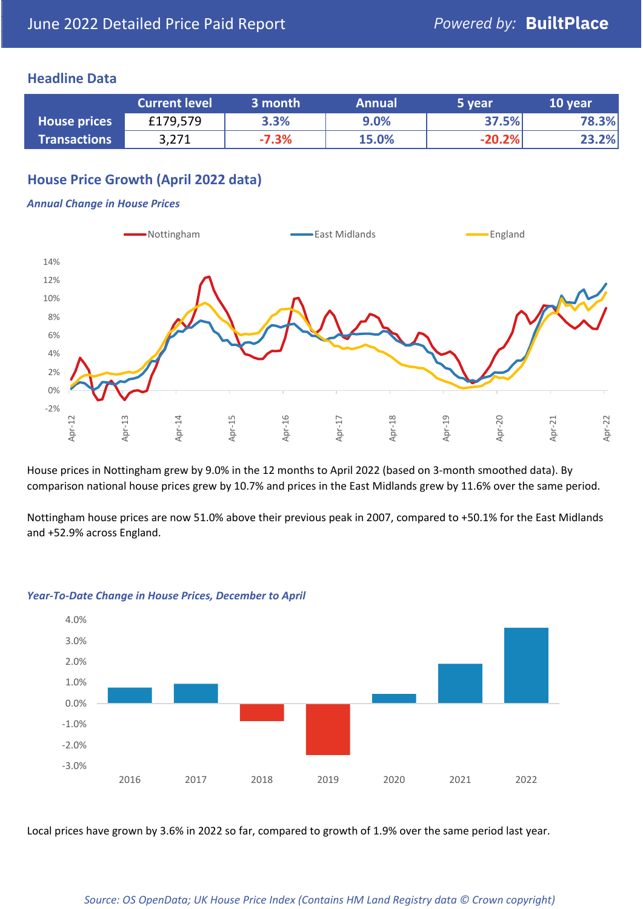June 2022 Detailed Price Paid Report

*Powered by:* **BuiltPlace**

## Headline Data

| | Current level | 3 month | Annual | 5 year | 10 year |
|---|---|---|---|---|---|
| **House prices** | £179,579 | 3.3% | 9.0% | 37.5% | 78.3% |
| **Transactions** | 3,271 | -7.3% | 15.0% | -20.2% | 23.2% |

## House Price Growth (April 2022 data)

### *Annual Change in House Prices*

Nottingham
East Midlands
England

14%
12%
10%
8%
6%
4%
2%
0%
-2%

Apr-12
Apr-13
Apr-14
Apr-15
Apr-16
Apr-17
Apr-18
Apr-19
Apr-20
Apr-21
Apr-22

House prices in Nottingham grew by 9.0% in the 12 months to April 2022 (based on 3-month smoothed data). By comparison national house prices grew by 10.7% and prices in the East Midlands grew by 11.6% over the same period.

Nottingham house prices are now 51.0% above their previous peak in 2007, compared to +50.1% for the East Midlands and +52.9% across England.

### *Year-To-Date Change in House Prices, December to April*

4.0%
3.0%
2.0%
1.0%
0.0%
-1.0%
-2.0%
-3.0%

2016
2017
2018
2019
2020
2021
2022

Local prices have grown by 3.6% in 2022 so far, compared to growth of 1.9% over the same period last year.

*Source: OS OpenData; UK House Price Index (Contains HM Land Registry data © Crown copyright)*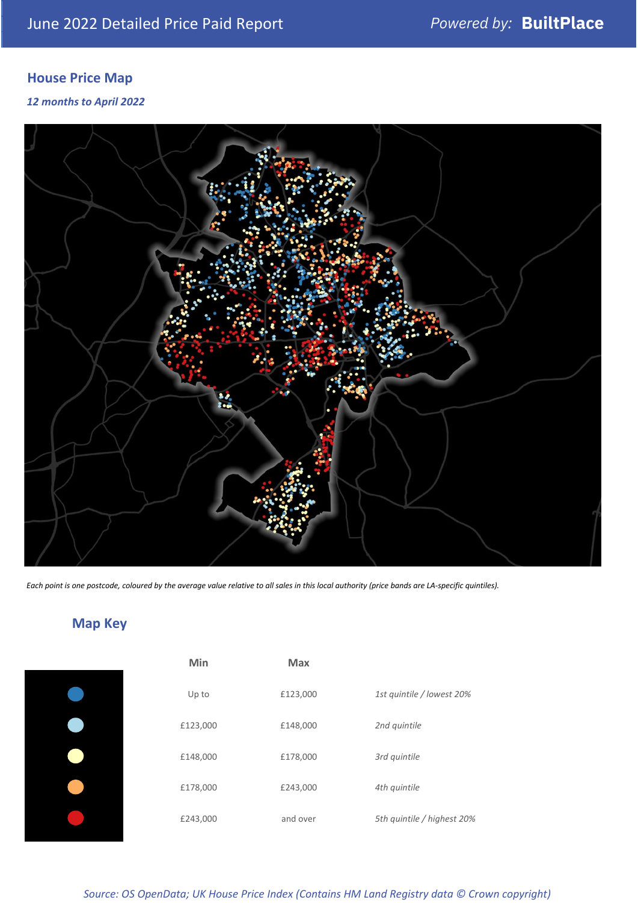June 2022 Detailed Price Paid Report

Powered by: **BuiltPlace**

## House Price Map

*12 months to April 2022*

*Each point is one postcode, coloured by the average value relative to all sales in this local authority (price bands are LA-specific quintiles).*

## Map Key

| | Min | Max | |
|---|---|---|---|
| | Up to | £123,000 | *1st quintile / lowest 20%* |
| | £123,000 | £148,000 | *2nd quintile* |
| | £148,000 | £178,000 | *3rd quintile* |
| | £178,000 | £243,000 | *4th quintile* |
| | £243,000 | and over | *5th quintile / highest 20%* |

*Source: OS OpenData; UK House Price Index (Contains HM Land Registry data © Crown copyright)*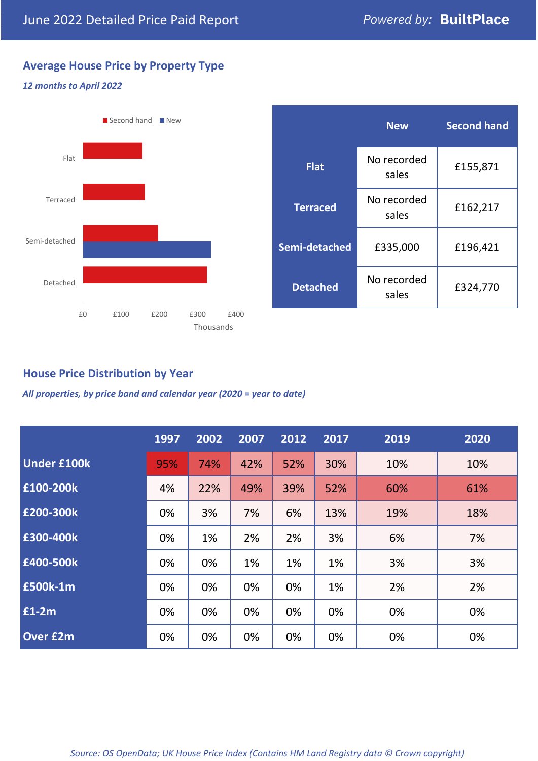June 2022 Detailed Price Paid Report

Powered by: **BuiltPlace**

## Average House Price by Property Type

*12 months to April 2022*

Second hand
New

Flat
Terraced
Semi-detached
Detached

£0
£100
£200
£300
£400
Thousands

| | New | Second hand |
|---|---|---|
| **Flat** | No recorded sales | £155,871 |
| **Terraced** | No recorded sales | £162,217 |
| **Semi-detached** | £335,000 | £196,421 |
| **Detached** | No recorded sales | £324,770 |

## House Price Distribution by Year

*All properties, by price band and calendar year (2020 = year to date)*

| | 1997 | 2002 | 2007 | 2012 | 2017 | 2019 | 2020 |
|---|---|---|---|---|---|---|---|
| **Under £100k** | 95% | 74% | 42% | 52% | 30% | 10% | 10% |
| **£100-200k** | 4% | 22% | 49% | 39% | 52% | 60% | 61% |
| **£200-300k** | 0% | 3% | 7% | 6% | 13% | 19% | 18% |
| **£300-400k** | 0% | 1% | 2% | 2% | 3% | 6% | 7% |
| **£400-500k** | 0% | 0% | 1% | 1% | 1% | 3% | 3% |
| **£500k-1m** | 0% | 0% | 0% | 0% | 1% | 2% | 2% |
| **£1-2m** | 0% | 0% | 0% | 0% | 0% | 0% | 0% |
| **Over £2m** | 0% | 0% | 0% | 0% | 0% | 0% | 0% |

*Source: OS OpenData; UK House Price Index (Contains HM Land Registry data © Crown copyright)*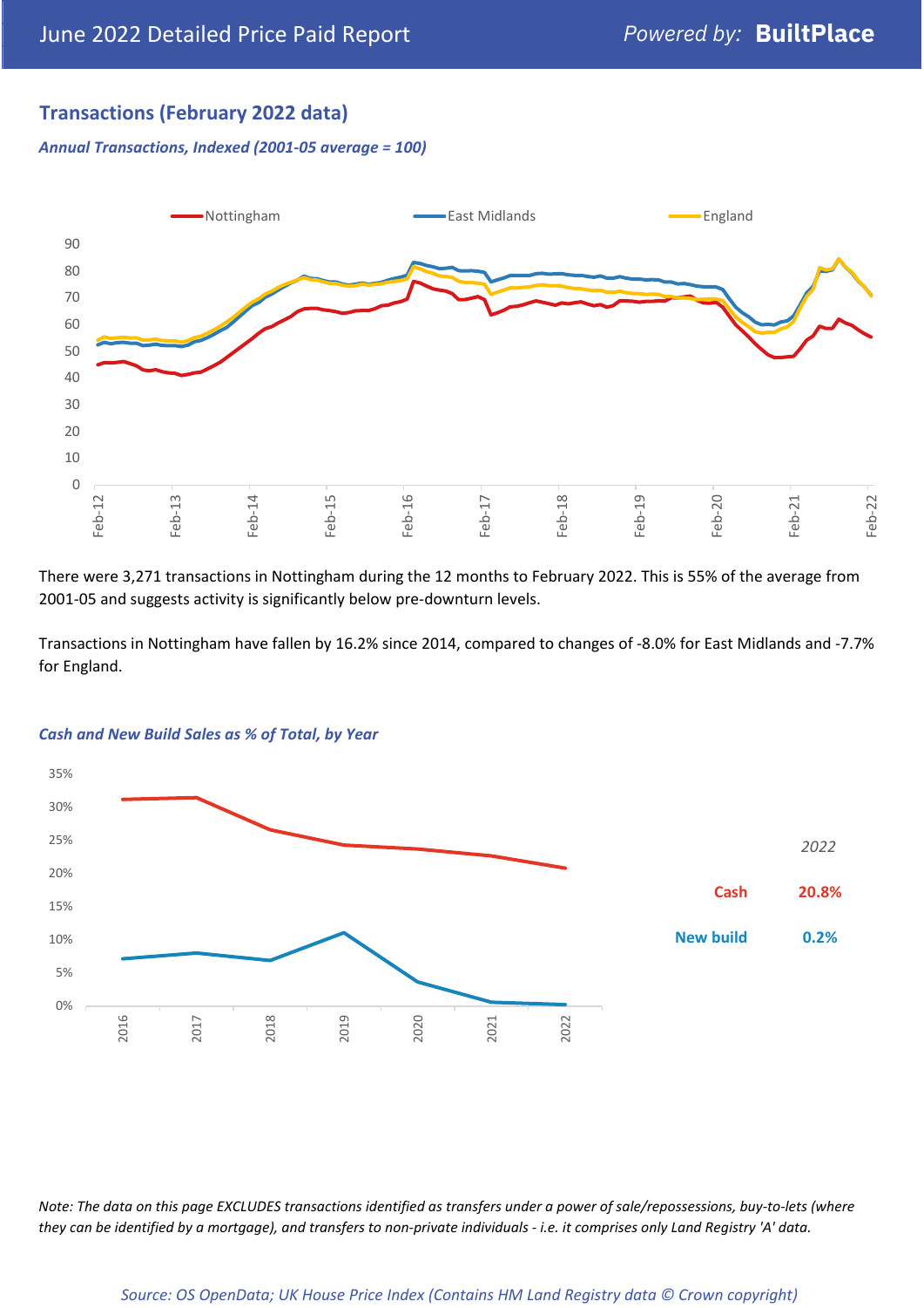## Transactions (February 2022 data)

*Annual Transactions, Indexed (2001-05 average = 100)*

Nottingham
East Midlands
England

90
80
70
60
50
40
30
20
10
0

Feb-12
Feb-13
Feb-14
Feb-15
Feb-16
Feb-17
Feb-18
Feb-19
Feb-20
Feb-21
Feb-22

There were 3,271 transactions in Nottingham during the 12 months to February 2022. This is 55% of the average from 2001-05 and suggests activity is significantly below pre-downturn levels.

Transactions in Nottingham have fallen by 16.2% since 2014, compared to changes of -8.0% for East Midlands and -7.7% for England.

*Cash and New Build Sales as % of Total, by Year*

35%
30%
25%
20%
15%
10%
5%
0%

2016
2017
2018
2019
2020
2021
2022

*2022*

Cash 20.8%

New build 0.2%

*Note: The data on this page EXCLUDES transactions identified as transfers under a power of sale/repossessions, buy-to-lets (where they can be identified by a mortgage), and transfers to non-private individuals - i.e. it comprises only Land Registry 'A' data.*

*Source: OS OpenData; UK House Price Index (Contains HM Land Registry data © Crown copyright)*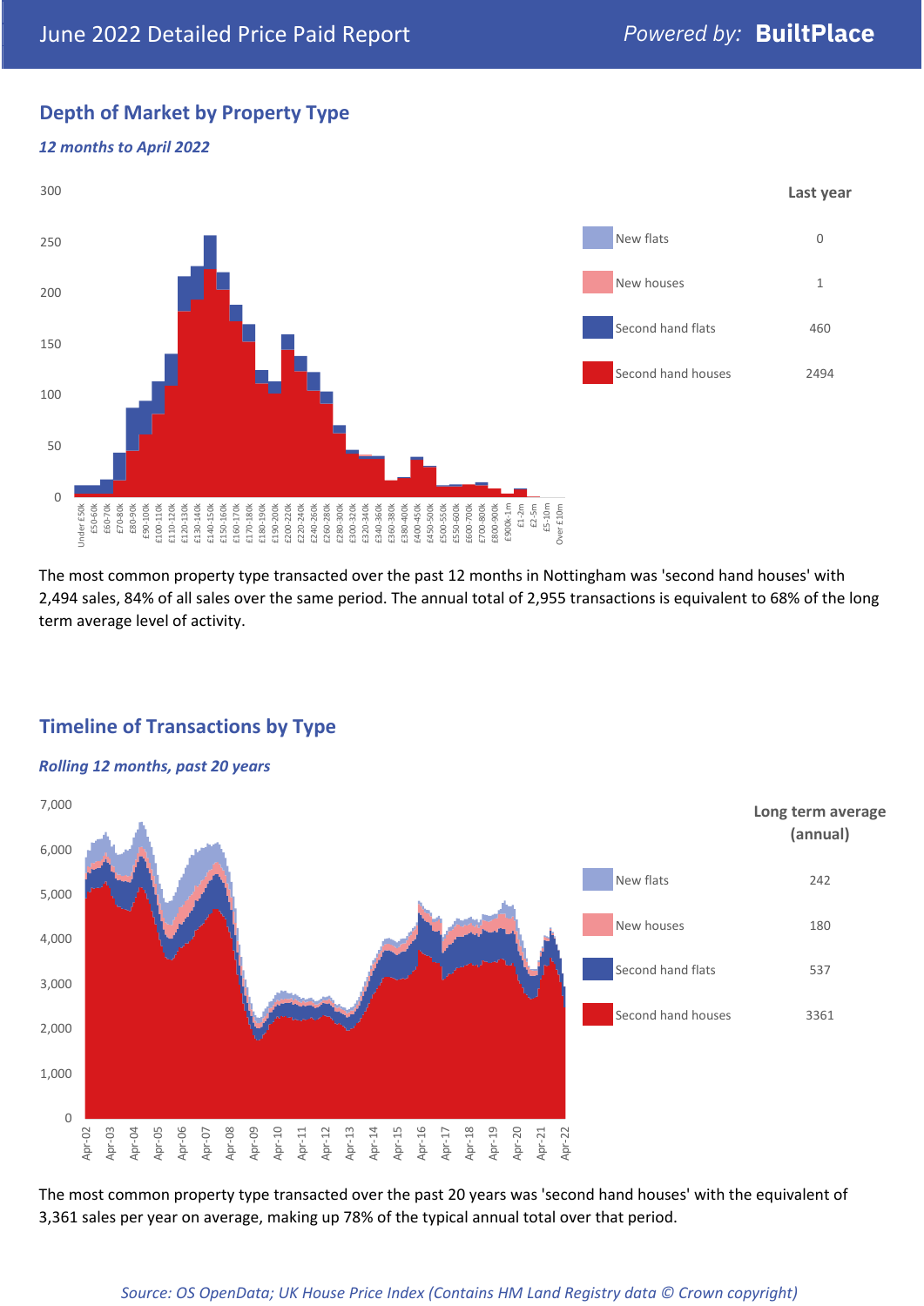## June 2022 Detailed Price Paid Report

Powered by: **BuiltPlace**

## Depth of Market by Property Type

*12 months to April 2022*

300
250
200
150
100
50
0

Under £50k, £50-60k, £60-70k, £70-80k, £80-90k, £90-100k, £100-110k, £110-120k, £120-130k, £130-140k, £140-150k, £150-160k, £160-170k, £170-180k, £180-190k, £190-200k, £200-220k, £220-240k, £240-260k, £260-280k, £280-300k, £300-320k, £320-340k, £340-360k, £360-380k, £380-400k, £400-450k, £450-500k, £500-550k, £550-600k, £600-700k, £700-800k, £800-900k, £900k-1m, £1-2m, £2-5m, £5-10m, Over £10m

Last year

New flats 0
New houses 1
Second hand flats 460
Second hand houses 2494

The most common property type transacted over the past 12 months in Nottingham was 'second hand houses' with 2,494 sales, 84% of all sales over the same period. The annual total of 2,955 transactions is equivalent to 68% of the long term average level of activity.

## Timeline of Transactions by Type

*Rolling 12 months, past 20 years*

7,000
6,000
5,000
4,000
3,000
2,000
1,000
0

Apr-02, Apr-03, Apr-04, Apr-05, Apr-06, Apr-07, Apr-08, Apr-09, Apr-10, Apr-11, Apr-12, Apr-13, Apr-14, Apr-15, Apr-16, Apr-17, Apr-18, Apr-19, Apr-20, Apr-21, Apr-22

Long term average (annual)

New flats 242
New houses 180
Second hand flats 537
Second hand houses 3361

The most common property type transacted over the past 20 years was 'second hand houses' with the equivalent of 3,361 sales per year on average, making up 78% of the typical annual total over that period.

*Source: OS OpenData; UK House Price Index (Contains HM Land Registry data © Crown copyright)*